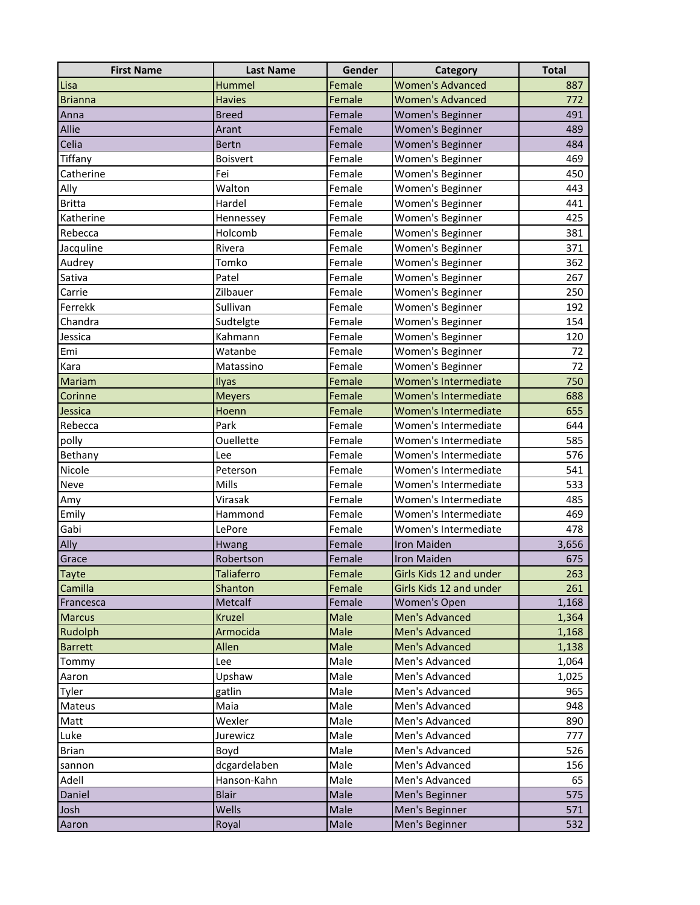| First Name | Last Name | Gender | Category | Total |
| --- | --- | --- | --- | --- |
| Lisa | Hummel | Female | Women's Advanced | 887 |
| Brianna | Havies | Female | Women's Advanced | 772 |
| Anna | Breed | Female | Women's Beginner | 491 |
| Allie | Arant | Female | Women's Beginner | 489 |
| Celia | Bertn | Female | Women's Beginner | 484 |
| Tiffany | Boisvert | Female | Women's Beginner | 469 |
| Catherine | Fei | Female | Women's Beginner | 450 |
| Ally | Walton | Female | Women's Beginner | 443 |
| Britta | Hardel | Female | Women's Beginner | 441 |
| Katherine | Hennessey | Female | Women's Beginner | 425 |
| Rebecca | Holcomb | Female | Women's Beginner | 381 |
| Jacquline | Rivera | Female | Women's Beginner | 371 |
| Audrey | Tomko | Female | Women's Beginner | 362 |
| Sativa | Patel | Female | Women's Beginner | 267 |
| Carrie | Zilbauer | Female | Women's Beginner | 250 |
| Ferrekk | Sullivan | Female | Women's Beginner | 192 |
| Chandra | Sudtelgte | Female | Women's Beginner | 154 |
| Jessica | Kahmann | Female | Women's Beginner | 120 |
| Emi | Watanbe | Female | Women's Beginner | 72 |
| Kara | Matassino | Female | Women's Beginner | 72 |
| Mariam | Ilyas | Female | Women's Intermediate | 750 |
| Corinne | Meyers | Female | Women's Intermediate | 688 |
| Jessica | Hoenn | Female | Women's Intermediate | 655 |
| Rebecca | Park | Female | Women's Intermediate | 644 |
| polly | Ouellette | Female | Women's Intermediate | 585 |
| Bethany | Lee | Female | Women's Intermediate | 576 |
| Nicole | Peterson | Female | Women's Intermediate | 541 |
| Neve | Mills | Female | Women's Intermediate | 533 |
| Amy | Virasak | Female | Women's Intermediate | 485 |
| Emily | Hammond | Female | Women's Intermediate | 469 |
| Gabi | LePore | Female | Women's Intermediate | 478 |
| Ally | Hwang | Female | Iron Maiden | 3,656 |
| Grace | Robertson | Female | Iron Maiden | 675 |
| Tayte | Taliaferro | Female | Girls Kids 12 and under | 263 |
| Camilla | Shanton | Female | Girls Kids 12 and under | 261 |
| Francesca | Metcalf | Female | Women's Open | 1,168 |
| Marcus | Kruzel | Male | Men's Advanced | 1,364 |
| Rudolph | Armocida | Male | Men's Advanced | 1,168 |
| Barrett | Allen | Male | Men's Advanced | 1,138 |
| Tommy | Lee | Male | Men's Advanced | 1,064 |
| Aaron | Upshaw | Male | Men's Advanced | 1,025 |
| Tyler | gatlin | Male | Men's Advanced | 965 |
| Mateus | Maia | Male | Men's Advanced | 948 |
| Matt | Wexler | Male | Men's Advanced | 890 |
| Luke | Jurewicz | Male | Men's Advanced | 777 |
| Brian | Boyd | Male | Men's Advanced | 526 |
| sannon | dcgardelaben | Male | Men's Advanced | 156 |
| Adell | Hanson-Kahn | Male | Men's Advanced | 65 |
| Daniel | Blair | Male | Men's Beginner | 575 |
| Josh | Wells | Male | Men's Beginner | 571 |
| Aaron | Royal | Male | Men's Beginner | 532 |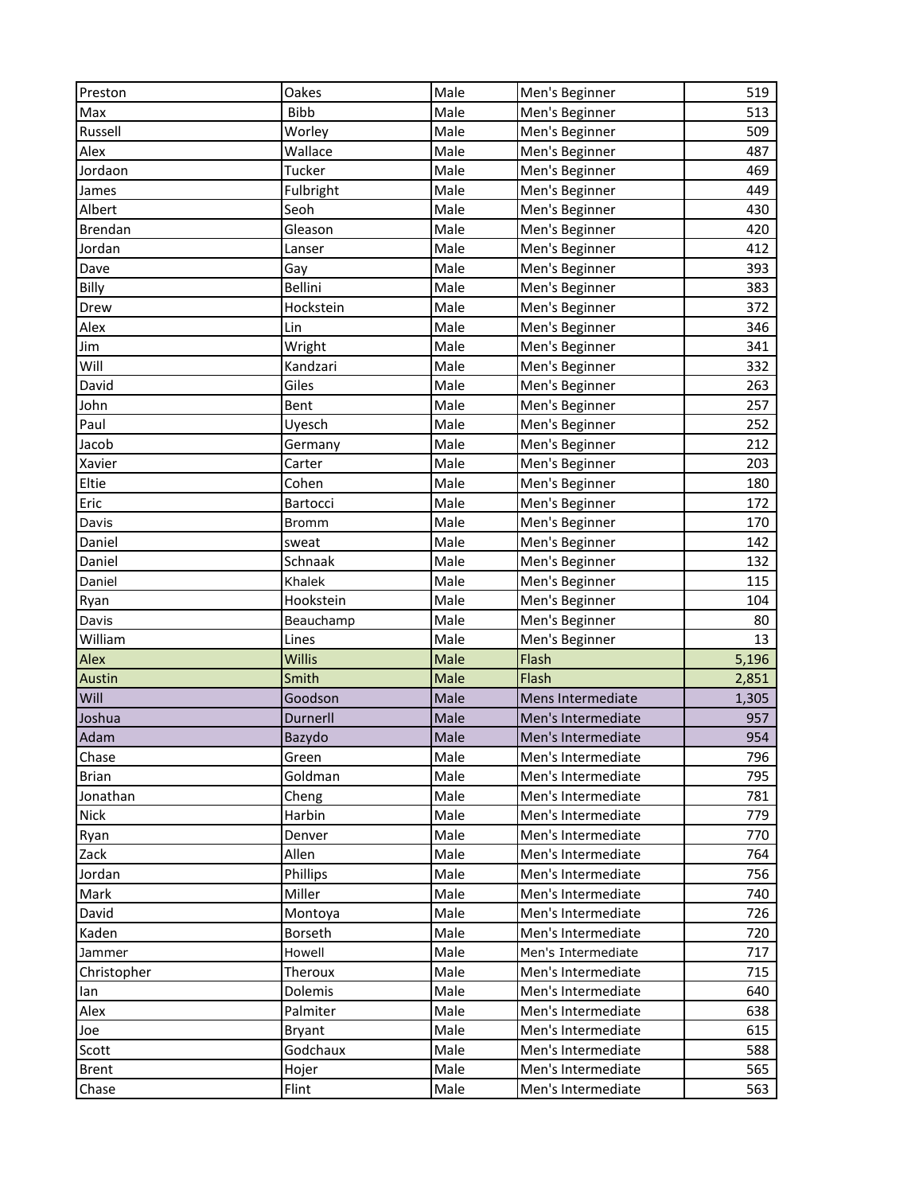| | | | | |
|---|---|---|---|---|
| Preston | Oakes | Male | Men's Beginner | 519 |
| Max | Bibb | Male | Men's Beginner | 513 |
| Russell | Worley | Male | Men's Beginner | 509 |
| Alex | Wallace | Male | Men's Beginner | 487 |
| Jordaon | Tucker | Male | Men's Beginner | 469 |
| James | Fulbright | Male | Men's Beginner | 449 |
| Albert | Seoh | Male | Men's Beginner | 430 |
| Brendan | Gleason | Male | Men's Beginner | 420 |
| Jordan | Lanser | Male | Men's Beginner | 412 |
| Dave | Gay | Male | Men's Beginner | 393 |
| Billy | Bellini | Male | Men's Beginner | 383 |
| Drew | Hockstein | Male | Men's Beginner | 372 |
| Alex | Lin | Male | Men's Beginner | 346 |
| Jim | Wright | Male | Men's Beginner | 341 |
| Will | Kandzari | Male | Men's Beginner | 332 |
| David | Giles | Male | Men's Beginner | 263 |
| John | Bent | Male | Men's Beginner | 257 |
| Paul | Uyesch | Male | Men's Beginner | 252 |
| Jacob | Germany | Male | Men's Beginner | 212 |
| Xavier | Carter | Male | Men's Beginner | 203 |
| Eltie | Cohen | Male | Men's Beginner | 180 |
| Eric | Bartocci | Male | Men's Beginner | 172 |
| Davis | Bromm | Male | Men's Beginner | 170 |
| Daniel | sweat | Male | Men's Beginner | 142 |
| Daniel | Schnaak | Male | Men's Beginner | 132 |
| Daniel | Khalek | Male | Men's Beginner | 115 |
| Ryan | Hookstein | Male | Men's Beginner | 104 |
| Davis | Beauchamp | Male | Men's Beginner | 80 |
| William | Lines | Male | Men's Beginner | 13 |
| Alex | Willis | Male | Flash | 5,196 |
| Austin | Smith | Male | Flash | 2,851 |
| Will | Goodson | Male | Mens Intermediate | 1,305 |
| Joshua | Durnerll | Male | Men's Intermediate | 957 |
| Adam | Bazydo | Male | Men's Intermediate | 954 |
| Chase | Green | Male | Men's Intermediate | 796 |
| Brian | Goldman | Male | Men's Intermediate | 795 |
| Jonathan | Cheng | Male | Men's Intermediate | 781 |
| Nick | Harbin | Male | Men's Intermediate | 779 |
| Ryan | Denver | Male | Men's Intermediate | 770 |
| Zack | Allen | Male | Men's Intermediate | 764 |
| Jordan | Phillips | Male | Men's Intermediate | 756 |
| Mark | Miller | Male | Men's Intermediate | 740 |
| David | Montoya | Male | Men's Intermediate | 726 |
| Kaden | Borseth | Male | Men's Intermediate | 720 |
| Jammer | Howell | Male | Men's Intermediate | 717 |
| Christopher | Theroux | Male | Men's Intermediate | 715 |
| Ian | Dolemis | Male | Men's Intermediate | 640 |
| Alex | Palmiter | Male | Men's Intermediate | 638 |
| Joe | Bryant | Male | Men's Intermediate | 615 |
| Scott | Godchaux | Male | Men's Intermediate | 588 |
| Brent | Hojer | Male | Men's Intermediate | 565 |
| Chase | Flint | Male | Men's Intermediate | 563 |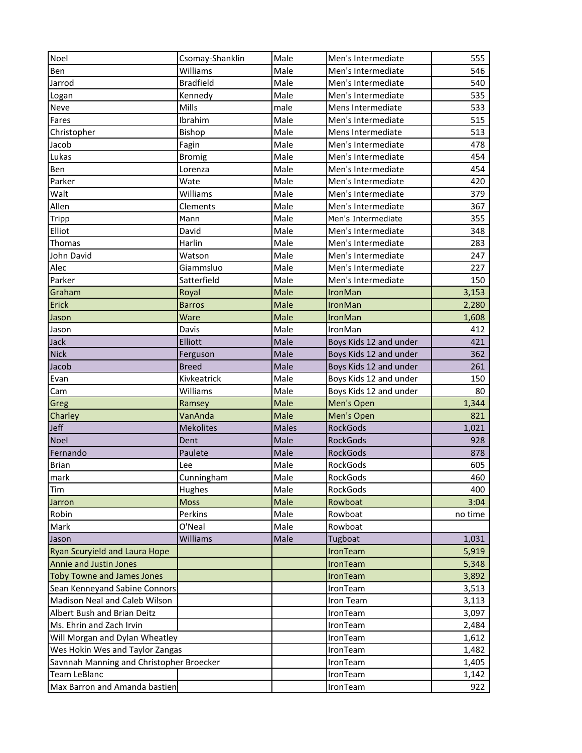| | | | | |
|---|---|---|---|---|
| Noel | Csomay-Shanklin | Male | Men's Intermediate | 555 |
| Ben | Williams | Male | Men's Intermediate | 546 |
| Jarrod | Bradfield | Male | Men's Intermediate | 540 |
| Logan | Kennedy | Male | Men's Intermediate | 535 |
| Neve | Mills | male | Mens Intermediate | 533 |
| Fares | Ibrahim | Male | Men's Intermediate | 515 |
| Christopher | Bishop | Male | Mens Intermediate | 513 |
| Jacob | Fagin | Male | Men's Intermediate | 478 |
| Lukas | Bromig | Male | Men's Intermediate | 454 |
| Ben | Lorenza | Male | Men's Intermediate | 454 |
| Parker | Wate | Male | Men's Intermediate | 420 |
| Walt | Williams | Male | Men's Intermediate | 379 |
| Allen | Clements | Male | Men's Intermediate | 367 |
| Tripp | Mann | Male | Men's Intermediate | 355 |
| Elliot | David | Male | Men's Intermediate | 348 |
| Thomas | Harlin | Male | Men's Intermediate | 283 |
| John David | Watson | Male | Men's Intermediate | 247 |
| Alec | Giammsluo | Male | Men's Intermediate | 227 |
| Parker | Satterfield | Male | Men's Intermediate | 150 |
| Graham | Royal | Male | IronMan | 3,153 |
| Erick | Barros | Male | IronMan | 2,280 |
| Jason | Ware | Male | IronMan | 1,608 |
| Jason | Davis | Male | IronMan | 412 |
| Jack | Elliott | Male | Boys Kids 12 and under | 421 |
| Nick | Ferguson | Male | Boys Kids 12 and under | 362 |
| Jacob | Breed | Male | Boys Kids 12 and under | 261 |
| Evan | Kivkeatrick | Male | Boys Kids 12 and under | 150 |
| Cam | Williams | Male | Boys Kids 12 and under | 80 |
| Greg | Ramsey | Male | Men's Open | 1,344 |
| Charley | VanAnda | Male | Men's Open | 821 |
| Jeff | Mekolites | Males | RockGods | 1,021 |
| Noel | Dent | Male | RockGods | 928 |
| Fernando | Paulete | Male | RockGods | 878 |
| Brian | Lee | Male | RockGods | 605 |
| mark | Cunningham | Male | RockGods | 460 |
| Tim | Hughes | Male | RockGods | 400 |
| Jarron | Moss | Male | Rowboat | 3:04 |
| Robin | Perkins | Male | Rowboat | no time |
| Mark | O'Neal | Male | Rowboat | |
| Jason | Williams | Male | Tugboat | 1,031 |
| Ryan Scuryield and Laura Hope | | | IronTeam | 5,919 |
| Annie and Justin Jones | | | IronTeam | 5,348 |
| Toby Towne and James Jones | | | IronTeam | 3,892 |
| Sean Kenneyand Sabine Connors | | | IronTeam | 3,513 |
| Madison Neal and Caleb Wilson | | | Iron Team | 3,113 |
| Albert Bush and Brian Deitz | | | IronTeam | 3,097 |
| Ms. Ehrin and Zach Irvin | | | IronTeam | 2,484 |
| Will Morgan and Dylan Wheatley | | | IronTeam | 1,612 |
| Wes Hokin Wes and Taylor Zangas | | | IronTeam | 1,482 |
| Savnnah Manning and Christopher Broecker | | | IronTeam | 1,405 |
| Team LeBlanc | | | IronTeam | 1,142 |
| Max Barron and Amanda bastien | | | IronTeam | 922 |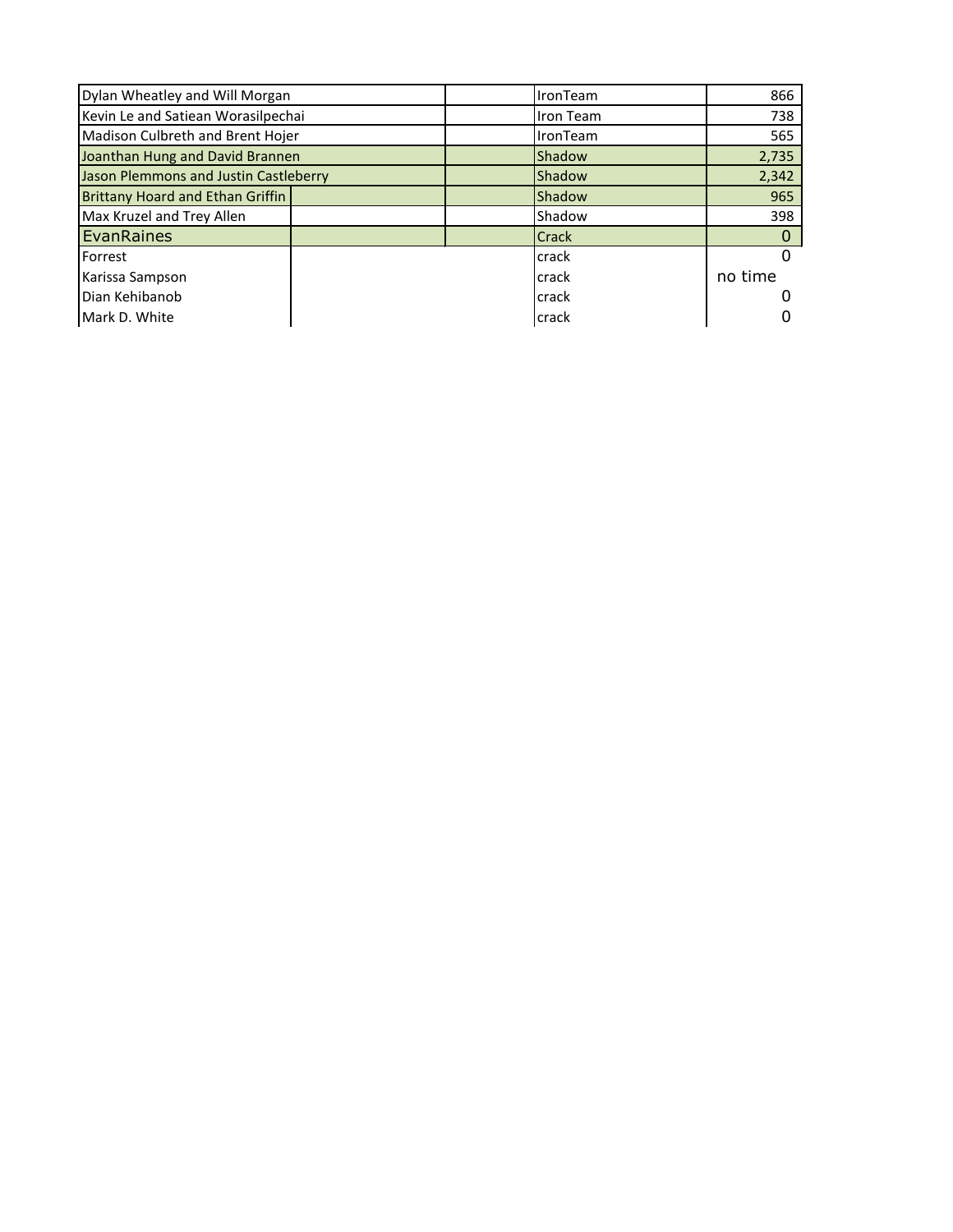| | | | |
|---|---|---|---|
| Dylan Wheatley and Will Morgan | | IronTeam | 866 |
| Kevin Le and Satiean Worasilpechai | | Iron Team | 738 |
| Madison Culbreth and Brent Hojer | | IronTeam | 565 |
| Joanthan Hung and David Brannen | | Shadow | 2,735 |
| Jason Plemmons and Justin Castleberry | | Shadow | 2,342 |
| Brittany Hoard and Ethan Griffin | | Shadow | 965 |
| Max Kruzel and Trey Allen | | Shadow | 398 |
| EvanRaines | | Crack | 0 |
| Forrest | | crack | 0 |
| Karissa Sampson | | crack | no time |
| Dian Kehibanob | | crack | 0 |
| Mark D. White | | crack | 0 |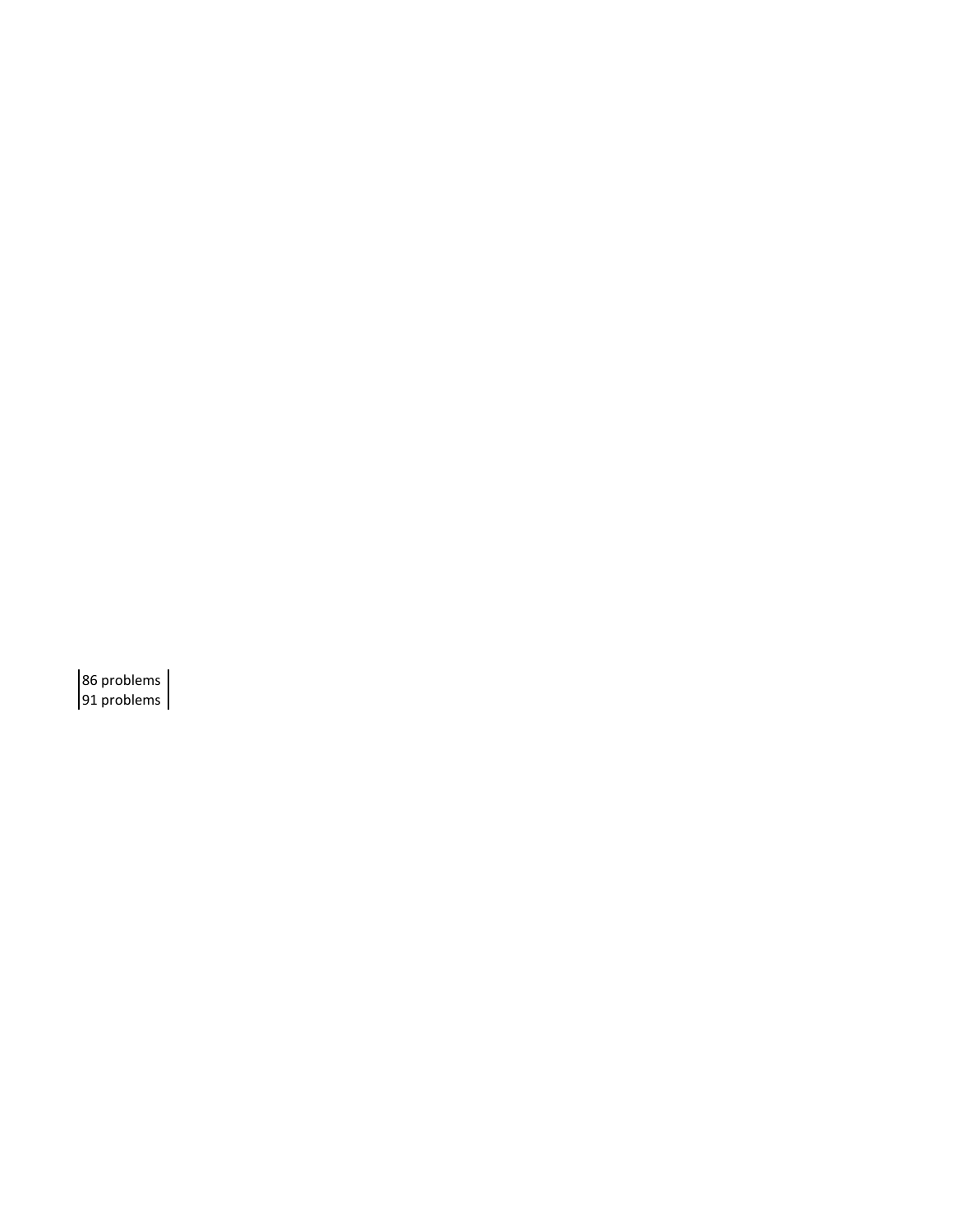86 problems
91 problems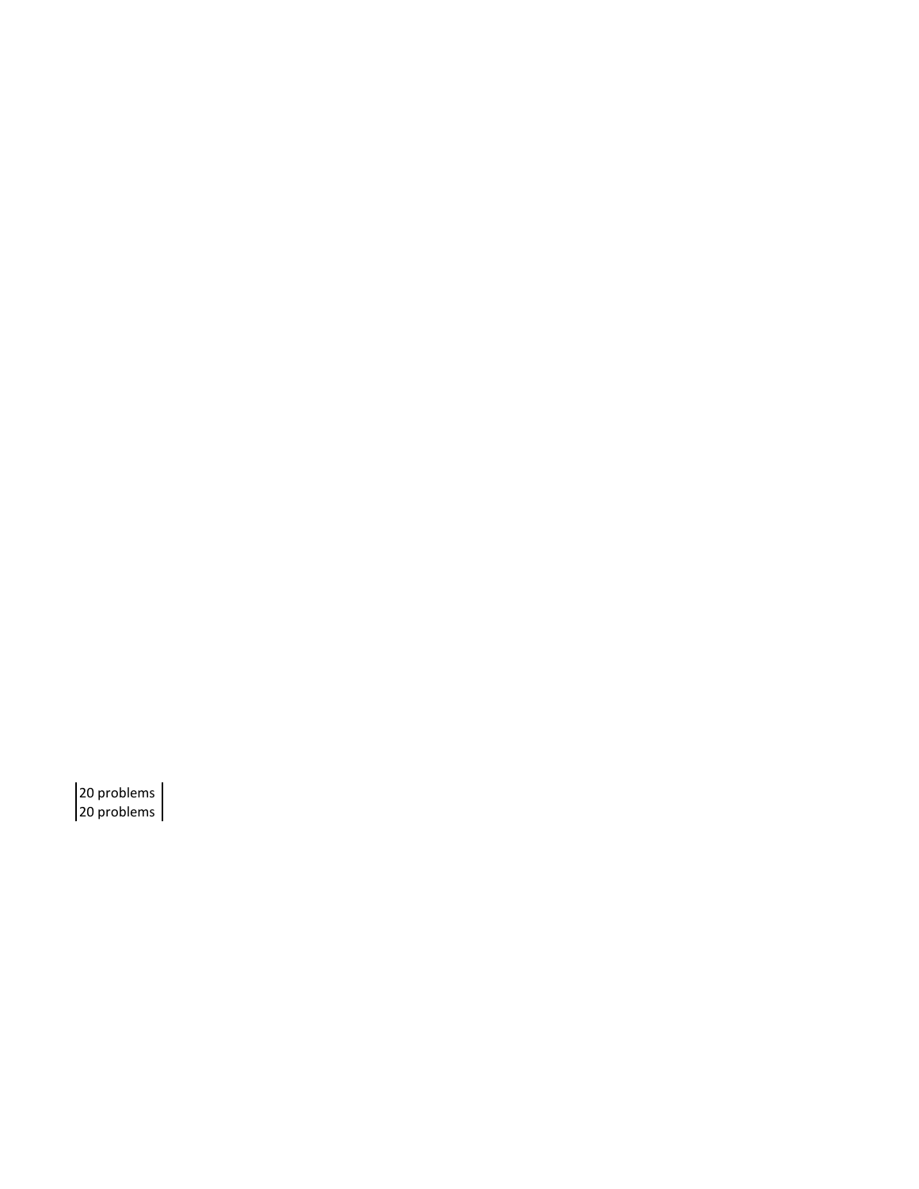| 20 problems |
| --- |
| 20 problems |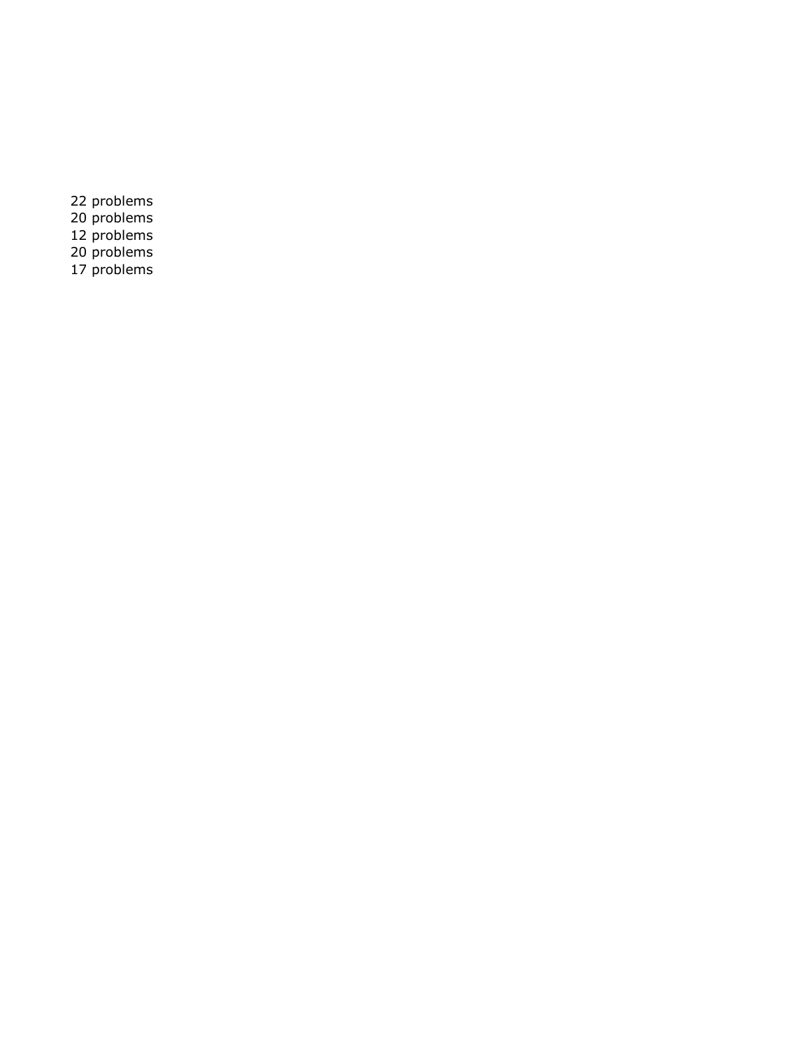22 problems
20 problems
12 problems
20 problems
17 problems